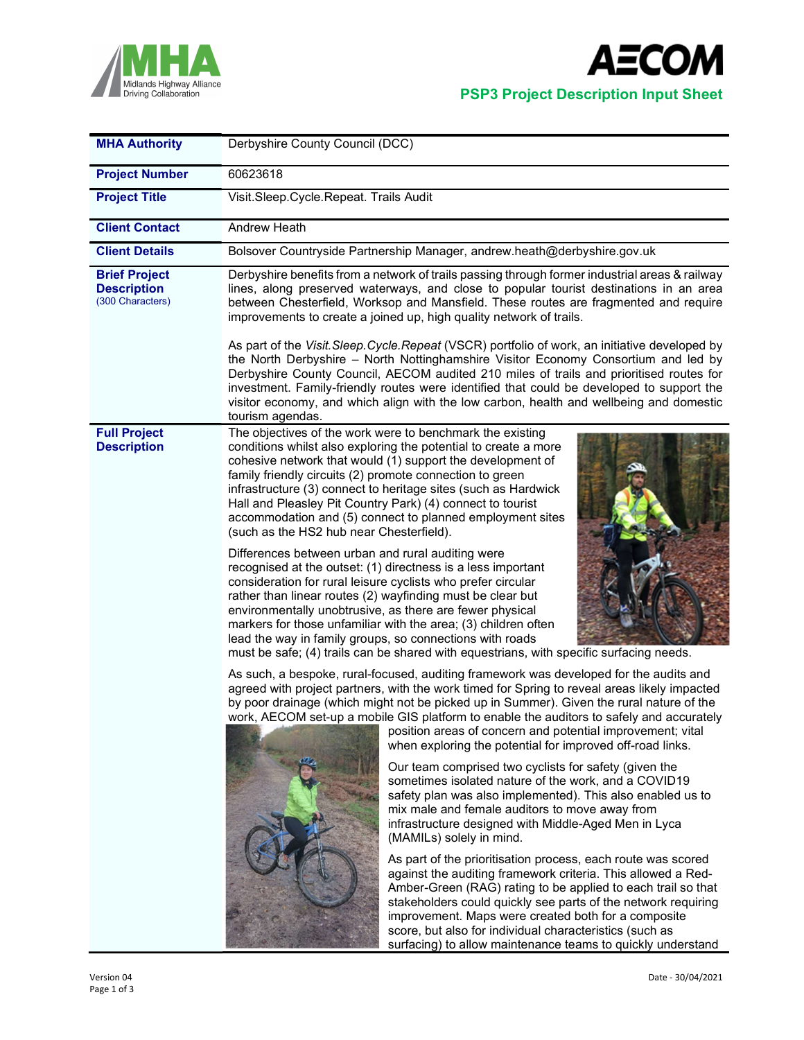# PSP3 Project Description Input Sheet

| | |
|---|---|
| **MHA Authority** | Derbyshire County Council (DCC) |
| **Project Number** | 60623618 |
| **Project Title** | Visit.Sleep.Cycle.Repeat. Trails Audit |
| **Client Contact** | Andrew Heath |
| **Client Details** | Bolsover Countryside Partnership Manager, andrew.heath@derbyshire.gov.uk |
| **Brief Project Description** (300 Characters) | Derbyshire benefits from a network of trails passing through former industrial areas & railway lines, along preserved waterways, and close to popular tourist destinations in an area between Chesterfield, Worksop and Mansfield. These routes are fragmented and require improvements to create a joined up, high quality network of trails.<br><br>As part of the *Visit.Sleep.Cycle.Repeat* (VSCR) portfolio of work, an initiative developed by the North Derbyshire – North Nottinghamshire Visitor Economy Consortium and led by Derbyshire County Council, AECOM audited 210 miles of trails and prioritised routes for investment. Family-friendly routes were identified that could be developed to support the visitor economy, and which align with the low carbon, health and wellbeing and domestic tourism agendas. |
| **Full Project Description** | The objectives of the work were to benchmark the existing conditions whilst also exploring the potential to create a more cohesive network that would (1) support the development of family friendly circuits (2) promote connection to green infrastructure (3) connect to heritage sites (such as Hardwick Hall and Pleasley Pit Country Park) (4) connect to tourist accommodation and (5) connect to planned employment sites (such as the HS2 hub near Chesterfield).<br><br>Differences between urban and rural auditing were recognised at the outset: (1) directness is a less important consideration for rural leisure cyclists who prefer circular rather than linear routes (2) wayfinding must be clear but environmentally unobtrusive, as there are fewer physical markers for those unfamiliar with the area; (3) children often lead the way in family groups, so connections with roads must be safe; (4) trails can be shared with equestrians, with specific surfacing needs.<br><br>As such, a bespoke, rural-focused, auditing framework was developed for the audits and agreed with project partners, with the work timed for Spring to reveal areas likely impacted by poor drainage (which might not be picked up in Summer). Given the rural nature of the work, AECOM set-up a mobile GIS platform to enable the auditors to safely and accurately position areas of concern and potential improvement; vital when exploring the potential for improved off-road links.<br><br>Our team comprised two cyclists for safety (given the sometimes isolated nature of the work, and a COVID19 safety plan was also implemented). This also enabled us to mix male and female auditors to move away from infrastructure designed with Middle-Aged Men in Lyca (MAMILs) solely in mind.<br><br>As part of the prioritisation process, each route was scored against the auditing framework criteria. This allowed a Red-Amber-Green (RAG) rating to be applied to each trail so that stakeholders could quickly see parts of the network requiring improvement. Maps were created both for a composite score, but also for individual characteristics (such as surfacing) to allow maintenance teams to quickly understand |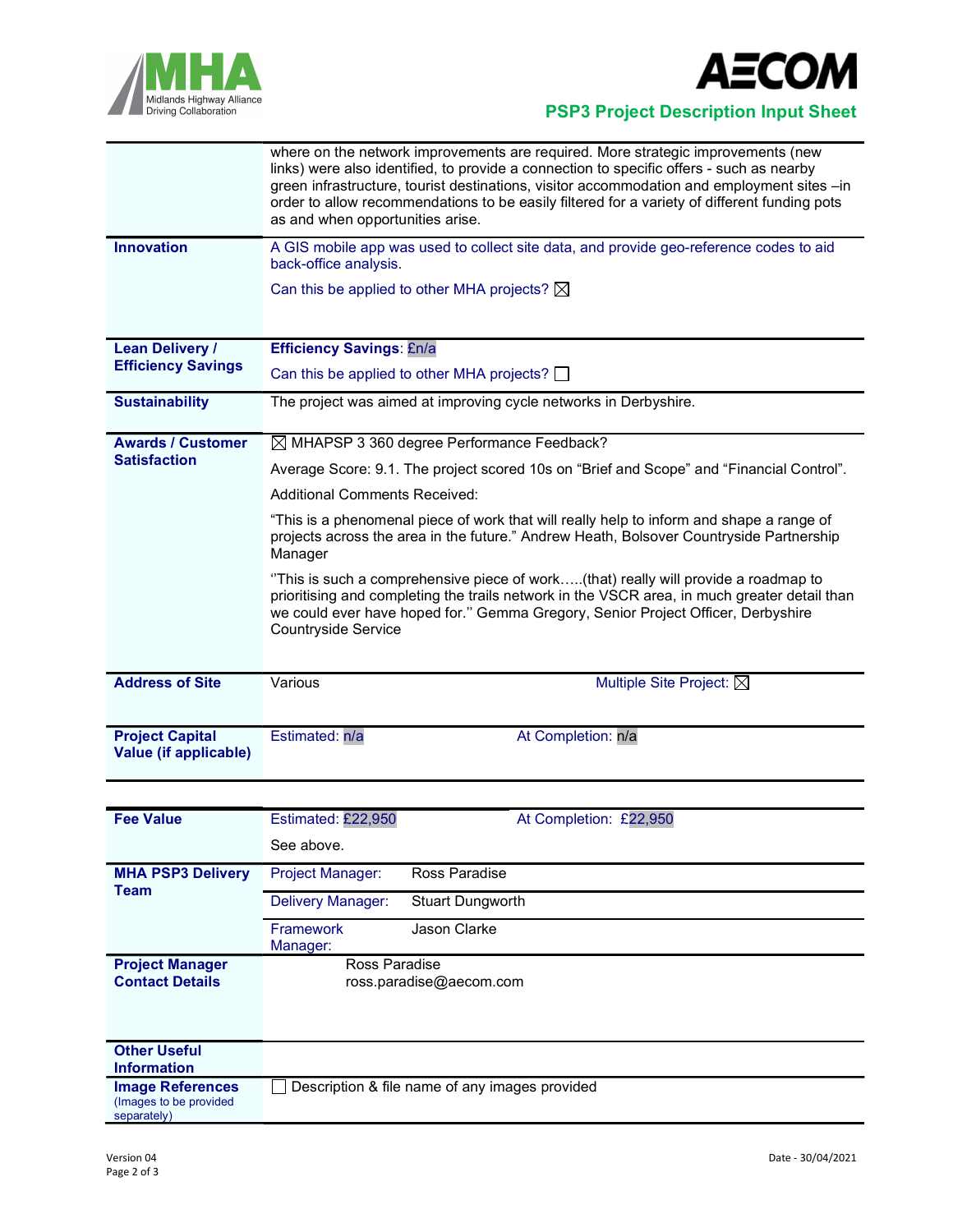| | |
|---|---|
| | where on the network improvements are required. More strategic improvements (new links) were also identified, to provide a connection to specific offers - such as nearby green infrastructure, tourist destinations, visitor accommodation and employment sites –in order to allow recommendations to be easily filtered for a variety of different funding pots as and when opportunities arise. |
| **Innovation** | A GIS mobile app was used to collect site data, and provide geo-reference codes to aid back-office analysis.<br><br>Can this be applied to other MHA projects? ☒ |
| **Lean Delivery / Efficiency Savings** | **Efficiency Savings**: £n/a<br><br>Can this be applied to other MHA projects? ☐ |
| **Sustainability** | The project was aimed at improving cycle networks in Derbyshire. |
| **Awards / Customer Satisfaction** | ☒ MHAPSP 3 360 degree Performance Feedback?<br><br>Average Score: 9.1. The project scored 10s on “Brief and Scope” and “Financial Control”.<br><br>Additional Comments Received:<br><br>“This is a phenomenal piece of work that will really help to inform and shape a range of projects across the area in the future.” Andrew Heath, Bolsover Countryside Partnership Manager<br><br>‘’This is such a comprehensive piece of work…..(that) really will provide a roadmap to prioritising and completing the trails network in the VSCR area, in much greater detail than we could ever have hoped for.’’ Gemma Gregory, Senior Project Officer, Derbyshire Countryside Service |
| **Address of Site** | Various — Multiple Site Project: ☒ |
| **Project Capital Value (if applicable)** | Estimated: n/a — At Completion: n/a |

| | |
|---|---|
| **Fee Value** | Estimated: £22,950 — At Completion: £22,950<br><br>See above. |
| **MHA PSP3 Delivery Team** | Project Manager: Ross Paradise<br>Delivery Manager: Stuart Dungworth<br>Framework Manager: Jason Clarke |
| **Project Manager Contact Details** | Ross Paradise<br>ross.paradise@aecom.com |
| **Other Useful Information** | |
| **Image References** (Images to be provided separately) | ☐ Description & file name of any images provided |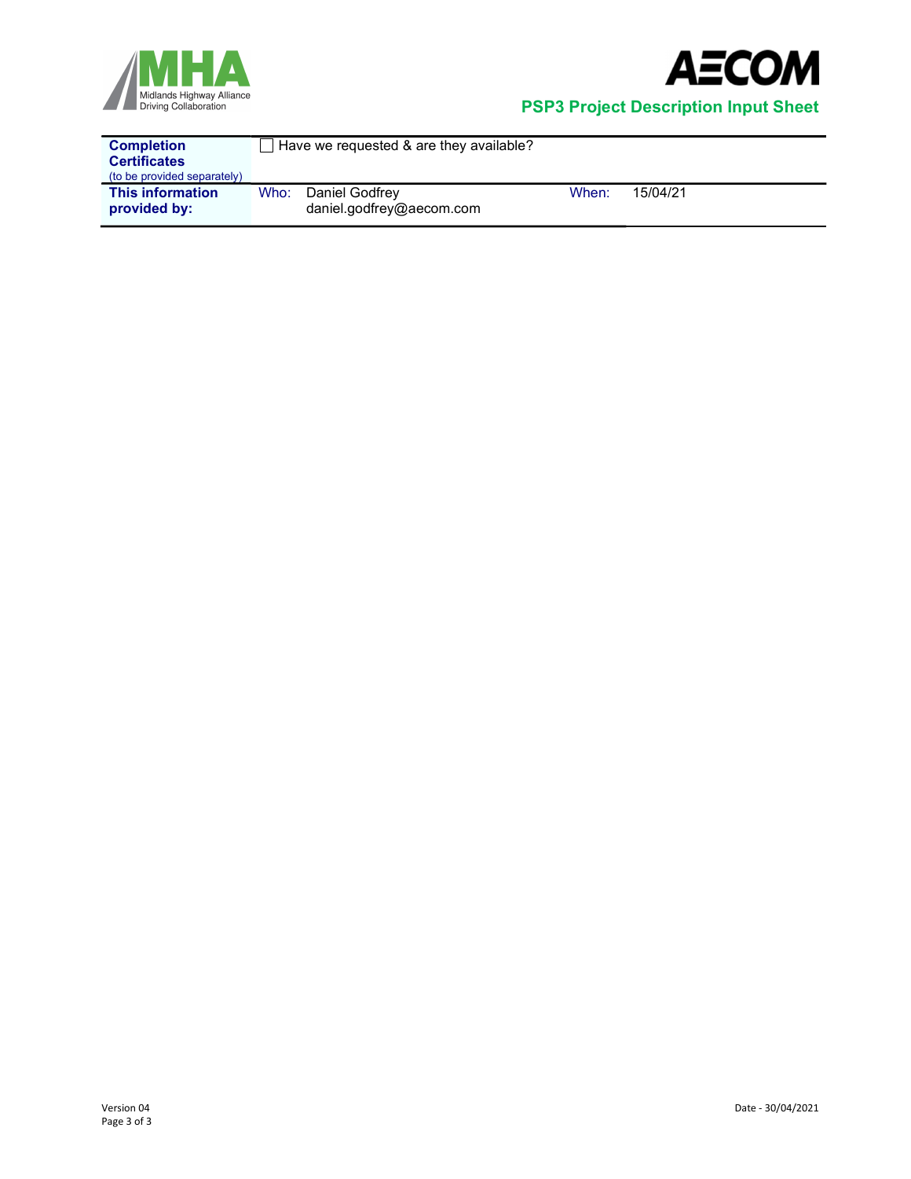| | | | |
|---|---|---|---|
| **Completion Certificates** (to be provided separately) | ☐ Have we requested & are they available? | | |
| **This information provided by:** | Who: Daniel Godfrey daniel.godfrey@aecom.com | When: | 15/04/21 |